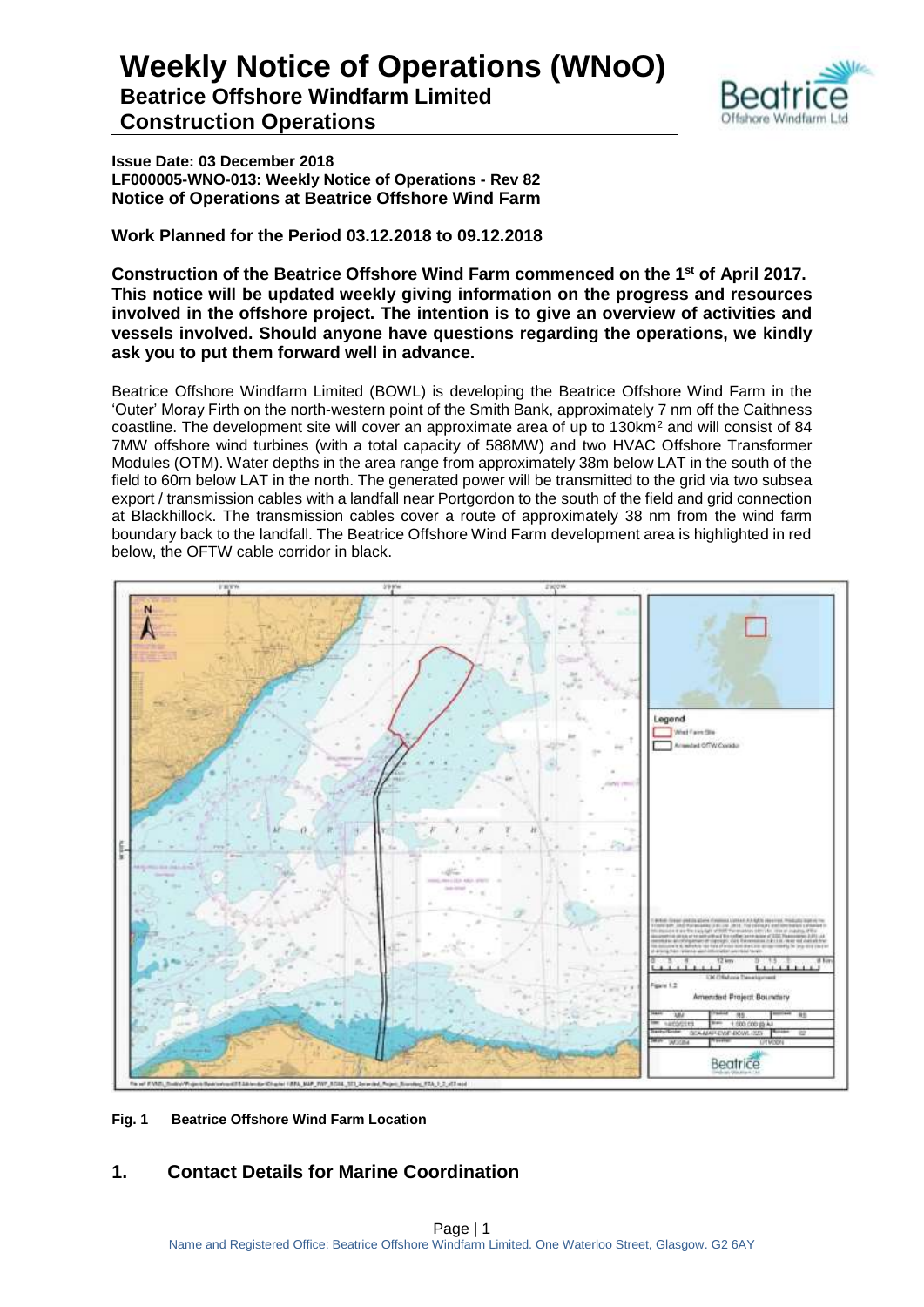# Weekly Notice of Operations (WNoO)

## Beatrice Offshore Windfarm Limited
## Construction Operations

**Issue Date: 03 December 2018**
**LF000005-WNO-013: Weekly Notice of Operations - Rev 82**
**Notice of Operations at Beatrice Offshore Wind Farm**

**Work Planned for the Period 03.12.2018 to 09.12.2018**

**Construction of the Beatrice Offshore Wind Farm commenced on the 1st of April 2017. This notice will be updated weekly giving information on the progress and resources involved in the offshore project. The intention is to give an overview of activities and vessels involved. Should anyone have questions regarding the operations, we kindly ask you to put them forward well in advance.**

Beatrice Offshore Windfarm Limited (BOWL) is developing the Beatrice Offshore Wind Farm in the 'Outer' Moray Firth on the north-western point of the Smith Bank, approximately 7 nm off the Caithness coastline. The development site will cover an approximate area of up to 130km$^2$ and will consist of 84 7MW offshore wind turbines (with a total capacity of 588MW) and two HVAC Offshore Transformer Modules (OTM). Water depths in the area range from approximately 38m below LAT in the south of the field to 60m below LAT in the north. The generated power will be transmitted to the grid via two subsea export / transmission cables with a landfall near Portgordon to the south of the field and grid connection at Blackhillock. The transmission cables cover a route of approximately 38 nm from the wind farm boundary back to the landfall. The Beatrice Offshore Wind Farm development area is highlighted in red below, the OFTW cable corridor in black.

**Fig. 1 Beatrice Offshore Wind Farm Location**

## 1. Contact Details for Marine Coordination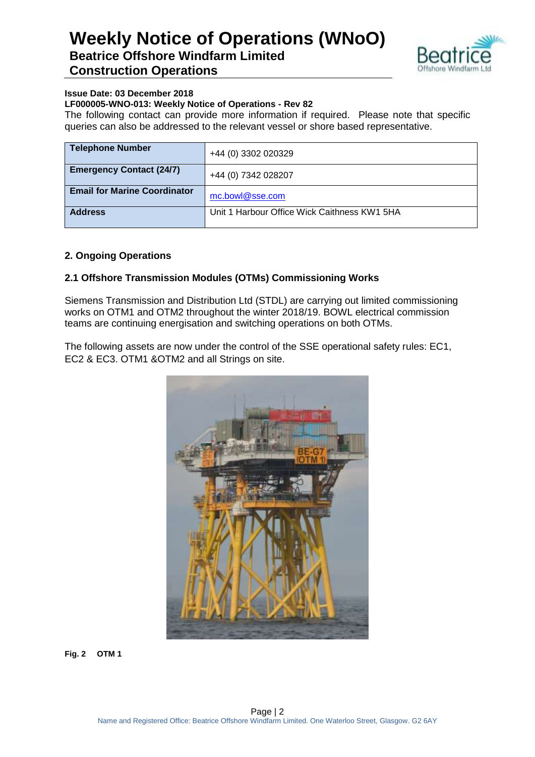# Weekly Notice of Operations (WNoO)

## Beatrice Offshore Windfarm Limited

## Construction Operations

**Issue Date: 03 December 2018**

**LF000005-WNO-013: Weekly Notice of Operations - Rev 82**

The following contact can provide more information if required. Please note that specific queries can also be addressed to the relevant vessel or shore based representative.

| **Telephone Number** | +44 (0) 3302 020329 |
|---|---|
| **Emergency Contact (24/7)** | +44 (0) 7342 028207 |
| **Email for Marine Coordinator** | mc.bowl@sse.com |
| **Address** | Unit 1 Harbour Office Wick Caithness KW1 5HA |

### 2. Ongoing Operations

### 2.1 Offshore Transmission Modules (OTMs) Commissioning Works

Siemens Transmission and Distribution Ltd (STDL) are carrying out limited commissioning works on OTM1 and OTM2 throughout the winter 2018/19. BOWL electrical commission teams are continuing energisation and switching operations on both OTMs.

The following assets are now under the control of the SSE operational safety rules: EC1, EC2 & EC3. OTM1 &OTM2 and all Strings on site.

**Fig. 2 OTM 1**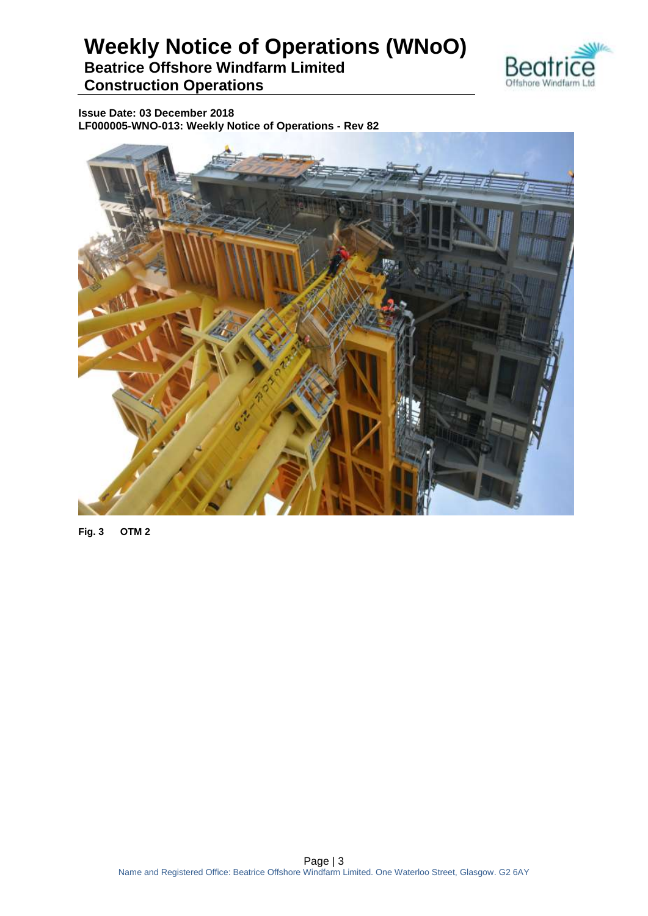Fig. 3 OTM 2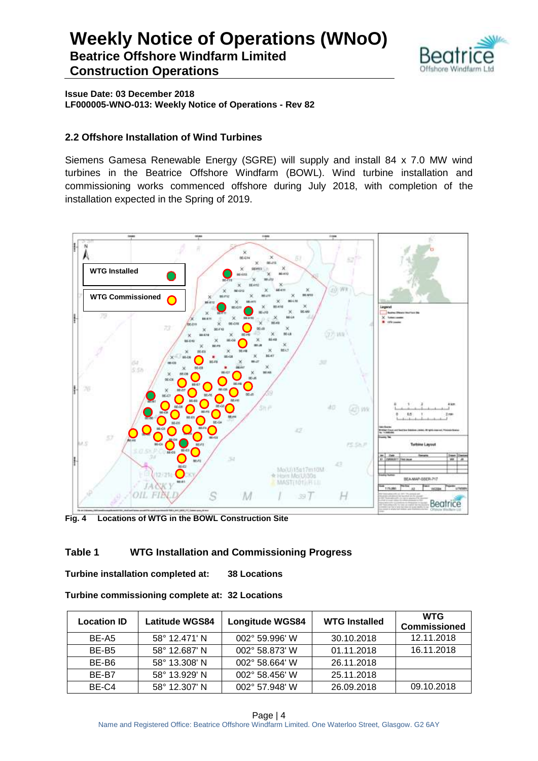# Weekly Notice of Operations (WNoO)

**Beatrice Offshore Windfarm Limited**

**Construction Operations**

**Issue Date: 03 December 2018**

**LF000005-WNO-013: Weekly Notice of Operations - Rev 82**

## 2.2 Offshore Installation of Wind Turbines

Siemens Gamesa Renewable Energy (SGRE) will supply and install 84 x 7.0 MW wind turbines in the Beatrice Offshore Windfarm (BOWL). Wind turbine installation and commissioning works commenced offshore during July 2018, with completion of the installation expected in the Spring of 2019.

**Fig. 4 Locations of WTG in the BOWL Construction Site**

## Table 1 WTG Installation and Commissioning Progress

**Turbine installation completed at: 38 Locations**

**Turbine commissioning complete at: 32 Locations**

| Location ID | Latitude WGS84 | Longitude WGS84 | WTG Installed | WTG Commissioned |
|---|---|---|---|---|
| BE-A5 | 58° 12.471' N | 002° 59.996' W | 30.10.2018 | 12.11.2018 |
| BE-B5 | 58° 12.687' N | 002° 58.873' W | 01.11.2018 | 16.11.2018 |
| BE-B6 | 58° 13.308' N | 002° 58.664' W | 26.11.2018 | |
| BE-B7 | 58° 13.929' N | 002° 58.456' W | 25.11.2018 | |
| BE-C4 | 58° 12.307' N | 002° 57.948' W | 26.09.2018 | 09.10.2018 |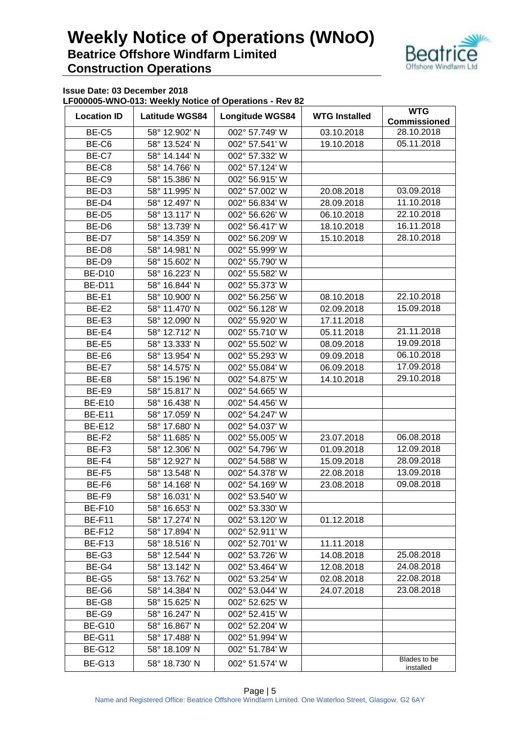# Weekly Notice of Operations (WNoO)

## Beatrice Offshore Windfarm Limited

## Construction Operations

**Issue Date: 03 December 2018**

**LF000005-WNO-013: Weekly Notice of Operations - Rev 82**

| Location ID | Latitude WGS84 | Longitude WGS84 | WTG Installed | WTG Commissioned |
|---|---|---|---|---|
| BE-C5 | 58° 12.902' N | 002° 57.749' W | 03.10.2018 | 28.10.2018 |
| BE-C6 | 58° 13.524' N | 002° 57.541' W | 19.10.2018 | 05.11.2018 |
| BE-C7 | 58° 14.144' N | 002° 57.332' W | | |
| BE-C8 | 58° 14.766' N | 002° 57.124' W | | |
| BE-C9 | 58° 15.386' N | 002° 56.915' W | | |
| BE-D3 | 58° 11.995' N | 002° 57.002' W | 20.08.2018 | 03.09.2018 |
| BE-D4 | 58° 12.497' N | 002° 56.834' W | 28.09.2018 | 11.10.2018 |
| BE-D5 | 58° 13.117' N | 002° 56.626' W | 06.10.2018 | 22.10.2018 |
| BE-D6 | 58° 13.739' N | 002° 56.417' W | 18.10.2018 | 16.11.2018 |
| BE-D7 | 58° 14.359' N | 002° 56.209' W | 15.10.2018 | 28.10.2018 |
| BE-D8 | 58° 14.981' N | 002° 55.999' W | | |
| BE-D9 | 58° 15.602' N | 002° 55.790' W | | |
| BE-D10 | 58° 16.223' N | 002° 55.582' W | | |
| BE-D11 | 58° 16.844' N | 002° 55.373' W | | |
| BE-E1 | 58° 10.900' N | 002° 56.256' W | 08.10.2018 | 22.10.2018 |
| BE-E2 | 58° 11.470' N | 002° 56.128' W | 02.09.2018 | 15.09.2018 |
| BE-E3 | 58° 12.090' N | 002° 55.920' W | 17.11.2018 | |
| BE-E4 | 58° 12.712' N | 002° 55.710' W | 05.11.2018 | 21.11.2018 |
| BE-E5 | 58° 13.333' N | 002° 55.502' W | 08.09.2018 | 19.09.2018 |
| BE-E6 | 58° 13.954' N | 002° 55.293' W | 09.09.2018 | 06.10.2018 |
| BE-E7 | 58° 14.575' N | 002° 55.084' W | 06.09.2018 | 17.09.2018 |
| BE-E8 | 58° 15.196' N | 002° 54.875' W | 14.10.2018 | 29.10.2018 |
| BE-E9 | 58° 15.817' N | 002° 54.665' W | | |
| BE-E10 | 58° 16.438' N | 002° 54.456' W | | |
| BE-E11 | 58° 17.059' N | 002° 54.247' W | | |
| BE-E12 | 58° 17.680' N | 002° 54.037' W | | |
| BE-F2 | 58° 11.685' N | 002° 55.005' W | 23.07.2018 | 06.08.2018 |
| BE-F3 | 58° 12.306' N | 002° 54.796' W | 01.09.2018 | 12.09.2018 |
| BE-F4 | 58° 12.927' N | 002° 54.588' W | 15.09.2018 | 28.09.2018 |
| BE-F5 | 58° 13.548' N | 002° 54.378' W | 22.08.2018 | 13.09.2018 |
| BE-F6 | 58° 14.168' N | 002° 54.169' W | 23.08.2018 | 09.08.2018 |
| BE-F9 | 58° 16.031' N | 002° 53.540' W | | |
| BE-F10 | 58° 16.653' N | 002° 53.330' W | | |
| BE-F11 | 58° 17.274' N | 002° 53.120' W | 01.12.2018 | |
| BE-F12 | 58° 17.894' N | 002° 52.911' W | | |
| BE-F13 | 58° 18.516' N | 002° 52.701' W | 11.11.2018 | |
| BE-G3 | 58° 12.544' N | 002° 53.726' W | 14.08.2018 | 25.08.2018 |
| BE-G4 | 58° 13.142' N | 002° 53.464' W | 12.08.2018 | 24.08.2018 |
| BE-G5 | 58° 13.762' N | 002° 53.254' W | 02.08.2018 | 22.08.2018 |
| BE-G6 | 58° 14.384' N | 002° 53.044' W | 24.07.2018 | 23.08.2018 |
| BE-G8 | 58° 15.625' N | 002° 52.625' W | | |
| BE-G9 | 58° 16.247' N | 002° 52.415' W | | |
| BE-G10 | 58° 16.867' N | 002° 52.204' W | | |
| BE-G11 | 58° 17.488' N | 002° 51.994' W | | |
| BE-G12 | 58° 18.109' N | 002° 51.784' W | | |
| BE-G13 | 58° 18.730' N | 002° 51.574' W | | Blades to be installed |

Name and Registered Office: Beatrice Offshore Windfarm Limited. One Waterloo Street, Glasgow. G2 6AY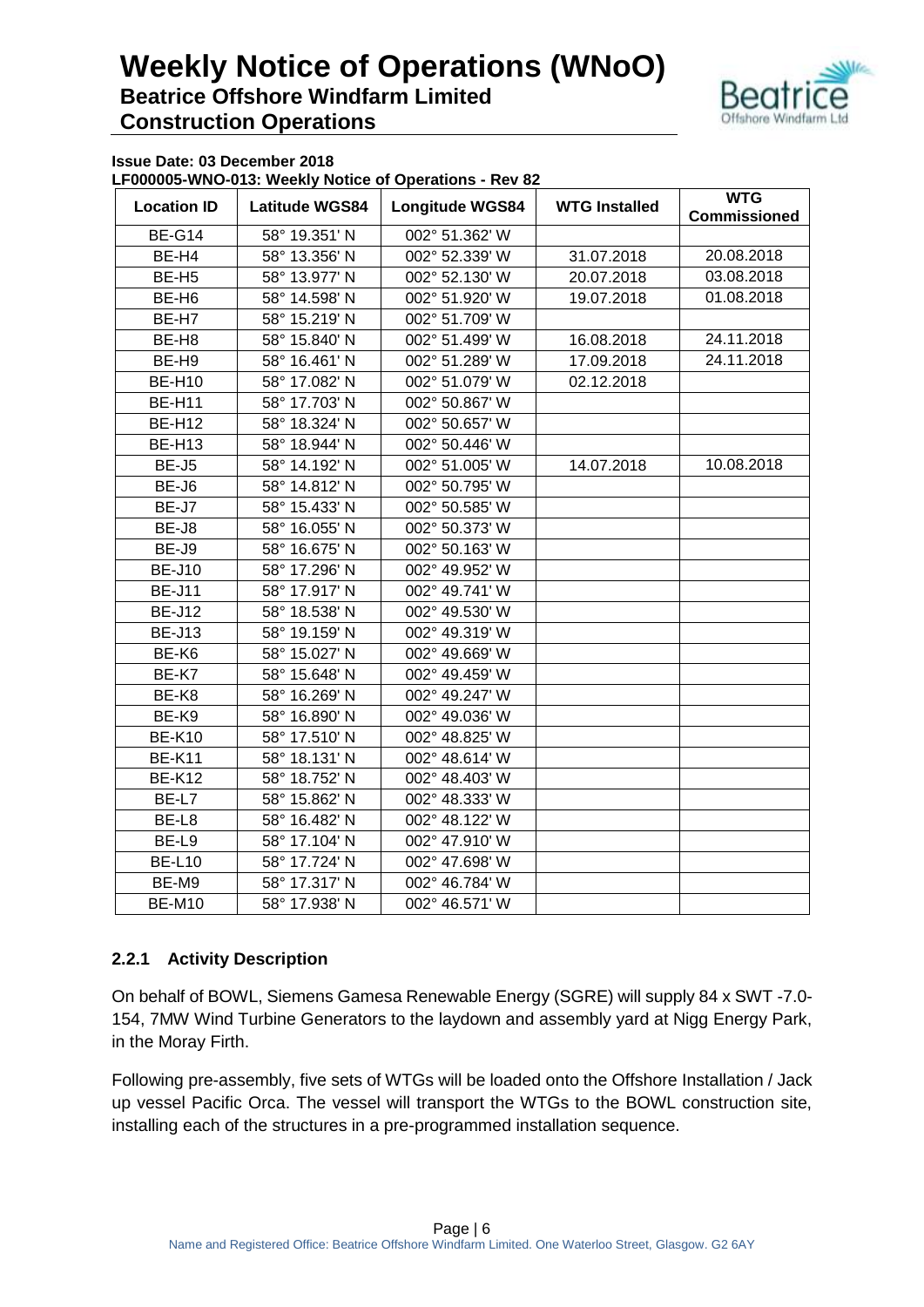**Issue Date: 03 December 2018**
**LF000005-WNO-013: Weekly Notice of Operations - Rev 82**

| Location ID | Latitude WGS84 | Longitude WGS84 | WTG Installed | WTG Commissioned |
|---|---|---|---|---|
| BE-G14 | 58° 19.351' N | 002° 51.362' W | | |
| BE-H4 | 58° 13.356' N | 002° 52.339' W | 31.07.2018 | 20.08.2018 |
| BE-H5 | 58° 13.977' N | 002° 52.130' W | 20.07.2018 | 03.08.2018 |
| BE-H6 | 58° 14.598' N | 002° 51.920' W | 19.07.2018 | 01.08.2018 |
| BE-H7 | 58° 15.219' N | 002° 51.709' W | | |
| BE-H8 | 58° 15.840' N | 002° 51.499' W | 16.08.2018 | 24.11.2018 |
| BE-H9 | 58° 16.461' N | 002° 51.289' W | 17.09.2018 | 24.11.2018 |
| BE-H10 | 58° 17.082' N | 002° 51.079' W | 02.12.2018 | |
| BE-H11 | 58° 17.703' N | 002° 50.867' W | | |
| BE-H12 | 58° 18.324' N | 002° 50.657' W | | |
| BE-H13 | 58° 18.944' N | 002° 50.446' W | | |
| BE-J5 | 58° 14.192' N | 002° 51.005' W | 14.07.2018 | 10.08.2018 |
| BE-J6 | 58° 14.812' N | 002° 50.795' W | | |
| BE-J7 | 58° 15.433' N | 002° 50.585' W | | |
| BE-J8 | 58° 16.055' N | 002° 50.373' W | | |
| BE-J9 | 58° 16.675' N | 002° 50.163' W | | |
| BE-J10 | 58° 17.296' N | 002° 49.952' W | | |
| BE-J11 | 58° 17.917' N | 002° 49.741' W | | |
| BE-J12 | 58° 18.538' N | 002° 49.530' W | | |
| BE-J13 | 58° 19.159' N | 002° 49.319' W | | |
| BE-K6 | 58° 15.027' N | 002° 49.669' W | | |
| BE-K7 | 58° 15.648' N | 002° 49.459' W | | |
| BE-K8 | 58° 16.269' N | 002° 49.247' W | | |
| BE-K9 | 58° 16.890' N | 002° 49.036' W | | |
| BE-K10 | 58° 17.510' N | 002° 48.825' W | | |
| BE-K11 | 58° 18.131' N | 002° 48.614' W | | |
| BE-K12 | 58° 18.752' N | 002° 48.403' W | | |
| BE-L7 | 58° 15.862' N | 002° 48.333' W | | |
| BE-L8 | 58° 16.482' N | 002° 48.122' W | | |
| BE-L9 | 58° 17.104' N | 002° 47.910' W | | |
| BE-L10 | 58° 17.724' N | 002° 47.698' W | | |
| BE-M9 | 58° 17.317' N | 002° 46.784' W | | |
| BE-M10 | 58° 17.938' N | 002° 46.571' W | | |

### 2.2.1 Activity Description

On behalf of BOWL, Siemens Gamesa Renewable Energy (SGRE) will supply 84 x SWT -7.0-154, 7MW Wind Turbine Generators to the laydown and assembly yard at Nigg Energy Park, in the Moray Firth.

Following pre-assembly, five sets of WTGs will be loaded onto the Offshore Installation / Jack up vessel Pacific Orca. The vessel will transport the WTGs to the BOWL construction site, installing each of the structures in a pre-programmed installation sequence.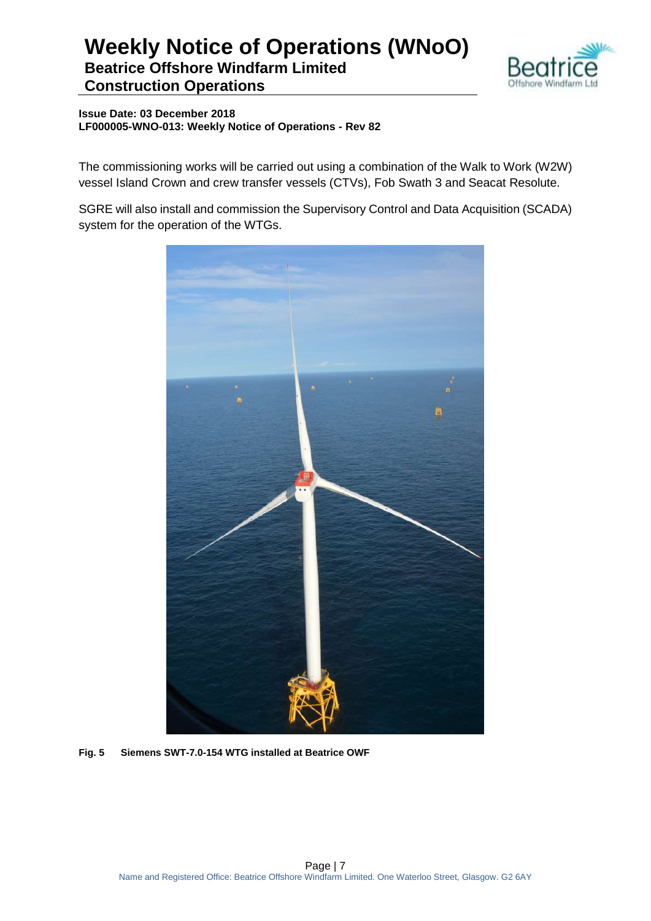The commissioning works will be carried out using a combination of the Walk to Work (W2W) vessel Island Crown and crew transfer vessels (CTVs), Fob Swath 3 and Seacat Resolute.

SGRE will also install and commission the Supervisory Control and Data Acquisition (SCADA) system for the operation of the WTGs.

**Fig. 5 Siemens SWT-7.0-154 WTG installed at Beatrice OWF**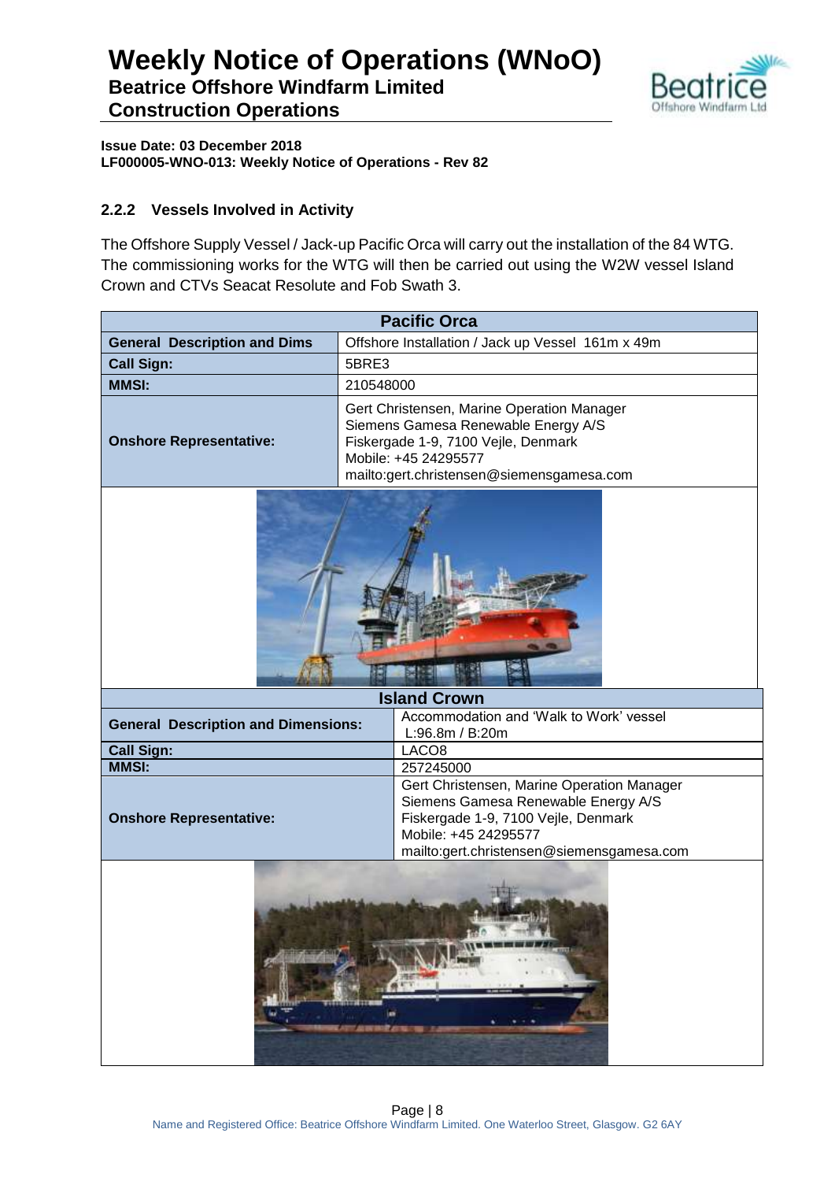**Issue Date: 03 December 2018**
**LF000005-WNO-013: Weekly Notice of Operations - Rev 82**

### 2.2.2 Vessels Involved in Activity

The Offshore Supply Vessel / Jack-up Pacific Orca will carry out the installation of the 84 WTG. The commissioning works for the WTG will then be carried out using the W2W vessel Island Crown and CTVs Seacat Resolute and Fob Swath 3.

| Pacific Orca | |
|---|---|
| **General Description and Dims** | Offshore Installation / Jack up Vessel 161m x 49m |
| **Call Sign:** | 5BRE3 |
| **MMSI:** | 210548000 |
| **Onshore Representative:** | Gert Christensen, Marine Operation Manager<br>Siemens Gamesa Renewable Energy A/S<br>Fiskergade 1-9, 7100 Vejle, Denmark<br>Mobile: +45 24295577<br>mailto:gert.christensen@siemensgamesa.com |

| Island Crown | |
|---|---|
| **General Description and Dimensions:** | Accommodation and 'Walk to Work' vessel<br>L:96.8m / B:20m |
| **Call Sign:** | LACO8 |
| **MMSI:** | 257245000 |
| **Onshore Representative:** | Gert Christensen, Marine Operation Manager<br>Siemens Gamesa Renewable Energy A/S<br>Fiskergade 1-9, 7100 Vejle, Denmark<br>Mobile: +45 24295577<br>mailto:gert.christensen@siemensgamesa.com |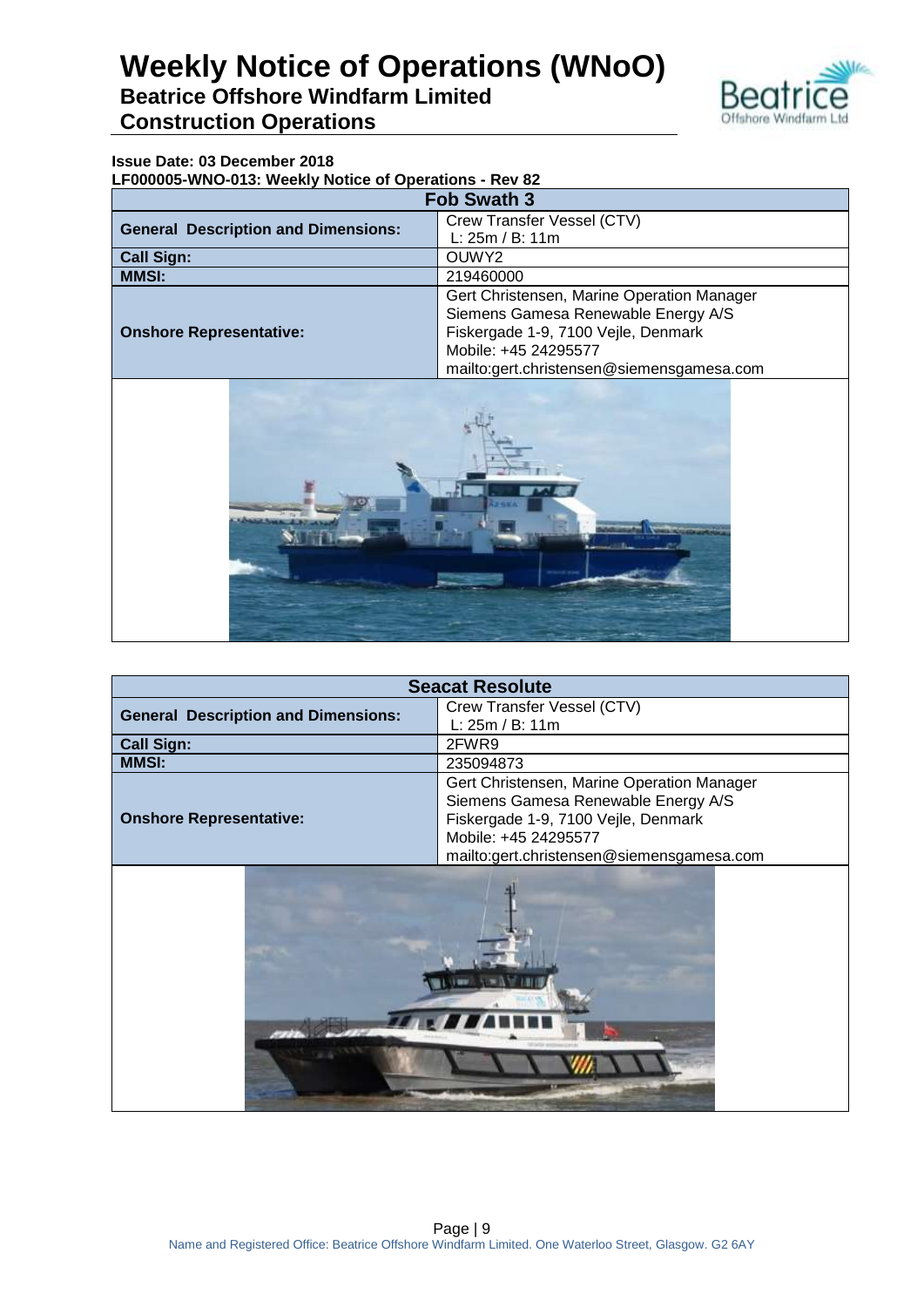**Issue Date: 03 December 2018**
**LF000005-WNO-013: Weekly Notice of Operations - Rev 82**

| Fob Swath 3 | |
|---|---|
| **General Description and Dimensions:** | Crew Transfer Vessel (CTV) L: 25m / B: 11m |
| **Call Sign:** | OUWY2 |
| **MMSI:** | 219460000 |
| **Onshore Representative:** | Gert Christensen, Marine Operation Manager<br>Siemens Gamesa Renewable Energy A/S<br>Fiskergade 1-9, 7100 Vejle, Denmark<br>Mobile: +45 24295577<br>mailto:gert.christensen@siemensgamesa.com |

| Seacat Resolute | |
|---|---|
| **General Description and Dimensions:** | Crew Transfer Vessel (CTV) L: 25m / B: 11m |
| **Call Sign:** | 2FWR9 |
| **MMSI:** | 235094873 |
| **Onshore Representative:** | Gert Christensen, Marine Operation Manager<br>Siemens Gamesa Renewable Energy A/S<br>Fiskergade 1-9, 7100 Vejle, Denmark<br>Mobile: +45 24295577<br>mailto:gert.christensen@siemensgamesa.com |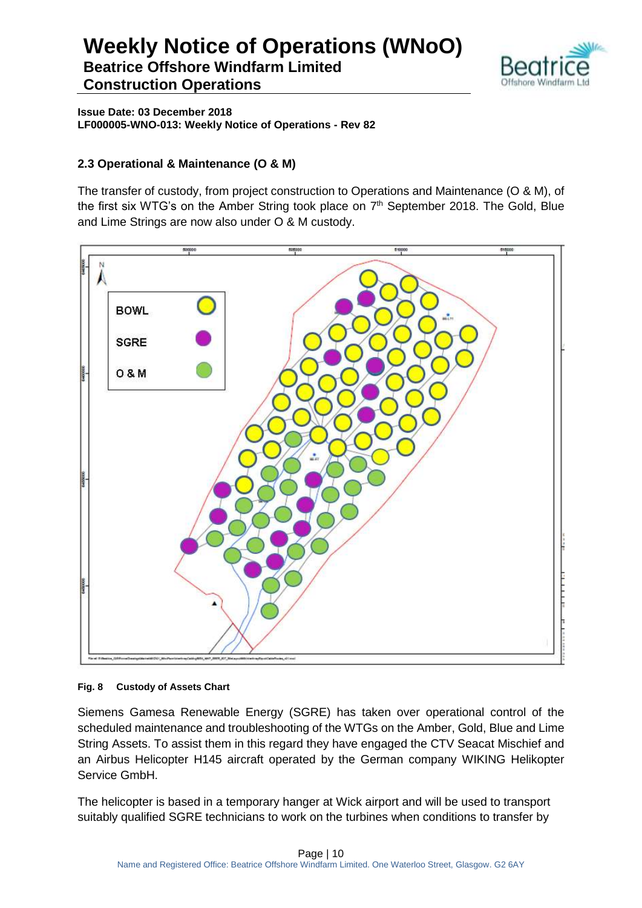**Issue Date: 03 December 2018**
**LF000005-WNO-013: Weekly Notice of Operations - Rev 82**

### 2.3 Operational & Maintenance (O & M)

The transfer of custody, from project construction to Operations and Maintenance (O & M), of the first six WTG's on the Amber String took place on 7th September 2018. The Gold, Blue and Lime Strings are now also under O & M custody.

**Fig. 8 Custody of Assets Chart**

Siemens Gamesa Renewable Energy (SGRE) has taken over operational control of the scheduled maintenance and troubleshooting of the WTGs on the Amber, Gold, Blue and Lime String Assets. To assist them in this regard they have engaged the CTV Seacat Mischief and an Airbus Helicopter H145 aircraft operated by the German company WIKING Helikopter Service GmbH.

The helicopter is based in a temporary hanger at Wick airport and will be used to transport suitably qualified SGRE technicians to work on the turbines when conditions to transfer by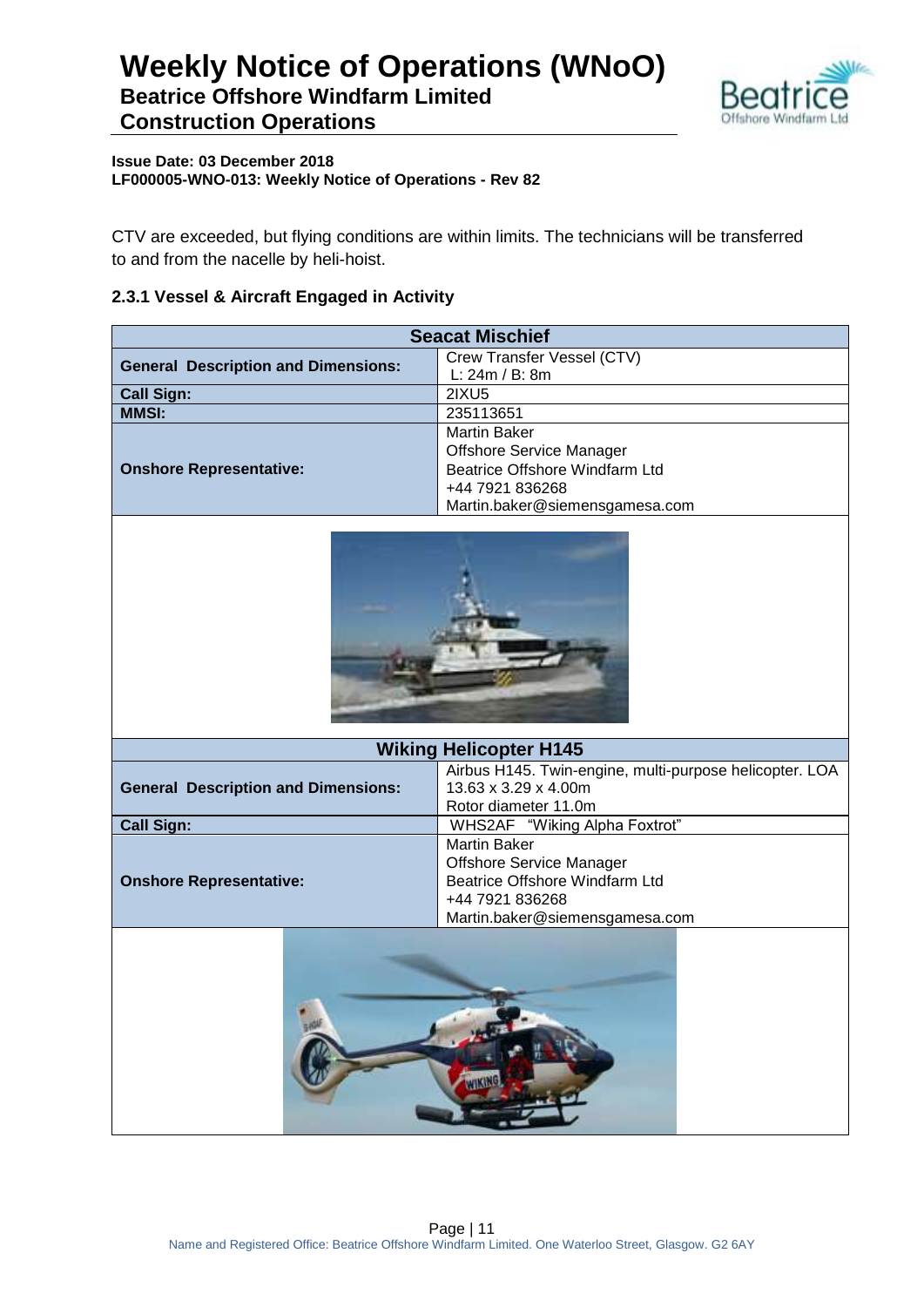CTV are exceeded, but flying conditions are within limits. The technicians will be transferred to and from the nacelle by heli-hoist.

### 2.3.1 Vessel & Aircraft Engaged in Activity

| Seacat Mischief | |
|---|---|
| **General Description and Dimensions:** | Crew Transfer Vessel (CTV)<br>L: 24m / B: 8m |
| **Call Sign:** | 2IXU5 |
| **MMSI:** | 235113651 |
| **Onshore Representative:** | Martin Baker<br>Offshore Service Manager<br>Beatrice Offshore Windfarm Ltd<br>+44 7921 836268<br>Martin.baker@siemensgamesa.com |

| Wiking Helicopter H145 | |
|---|---|
| **General Description and Dimensions:** | Airbus H145. Twin-engine, multi-purpose helicopter. LOA 13.63 x 3.29 x 4.00m<br>Rotor diameter 11.0m |
| **Call Sign:** | WHS2AF "Wiking Alpha Foxtrot" |
| **Onshore Representative:** | Martin Baker<br>Offshore Service Manager<br>Beatrice Offshore Windfarm Ltd<br>+44 7921 836268<br>Martin.baker@siemensgamesa.com |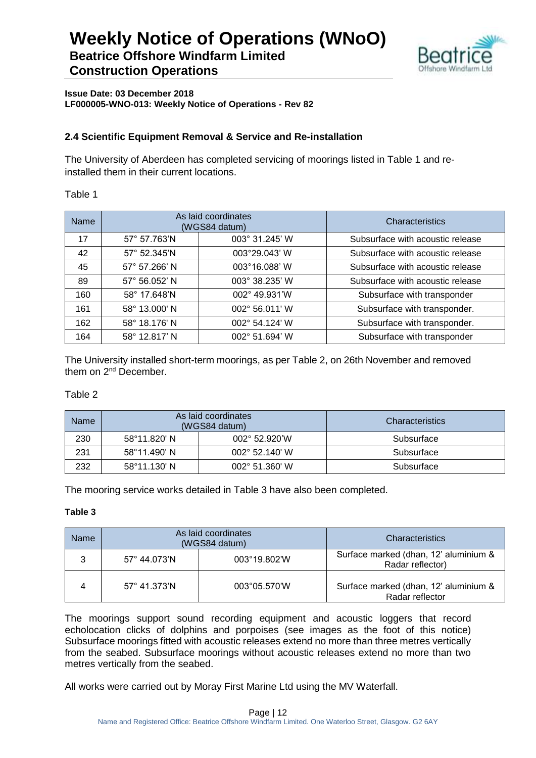**Issue Date: 03 December 2018**
**LF000005-WNO-013: Weekly Notice of Operations - Rev 82**

### 2.4 Scientific Equipment Removal & Service and Re-installation

The University of Aberdeen has completed servicing of moorings listed in Table 1 and re-installed them in their current locations.

Table 1

| Name | As laid coordinates (WGS84 datum) | | Characteristics |
|---|---|---|---|
| 17 | 57° 57.763'N | 003° 31.245' W | Subsurface with acoustic release |
| 42 | 57° 52.345'N | 003°29.043' W | Subsurface with acoustic release |
| 45 | 57° 57.266' N | 003°16.088' W | Subsurface with acoustic release |
| 89 | 57° 56.052' N | 003° 38.235' W | Subsurface with acoustic release |
| 160 | 58° 17.648'N | 002° 49.931'W | Subsurface with transponder |
| 161 | 58° 13.000' N | 002° 56.011' W | Subsurface with transponder. |
| 162 | 58° 18.176' N | 002° 54.124' W | Subsurface with transponder. |
| 164 | 58° 12.817' N | 002° 51.694' W | Subsurface with transponder |

The University installed short-term moorings, as per Table 2, on 26th November and removed them on 2nd December.

Table 2

| Name | As laid coordinates (WGS84 datum) | | Characteristics |
|---|---|---|---|
| 230 | 58°11.820' N | 002° 52.920'W | Subsurface |
| 231 | 58°11.490' N | 002° 52.140' W | Subsurface |
| 232 | 58°11.130' N | 002° 51.360' W | Subsurface |

The mooring service works detailed in Table 3 have also been completed.

**Table 3**

| Name | As laid coordinates (WGS84 datum) | | Characteristics |
|---|---|---|---|
| 3 | 57° 44.073'N | 003°19.802'W | Surface marked (dhan, 12' aluminium & Radar reflector) |
| 4 | 57° 41.373'N | 003°05.570'W | Surface marked (dhan, 12' aluminium & Radar reflector |

The moorings support sound recording equipment and acoustic loggers that record echolocation clicks of dolphins and porpoises (see images as the foot of this notice) Subsurface moorings fitted with acoustic releases extend no more than three metres vertically from the seabed. Subsurface moorings without acoustic releases extend no more than two metres vertically from the seabed.

All works were carried out by Moray First Marine Ltd using the MV Waterfall.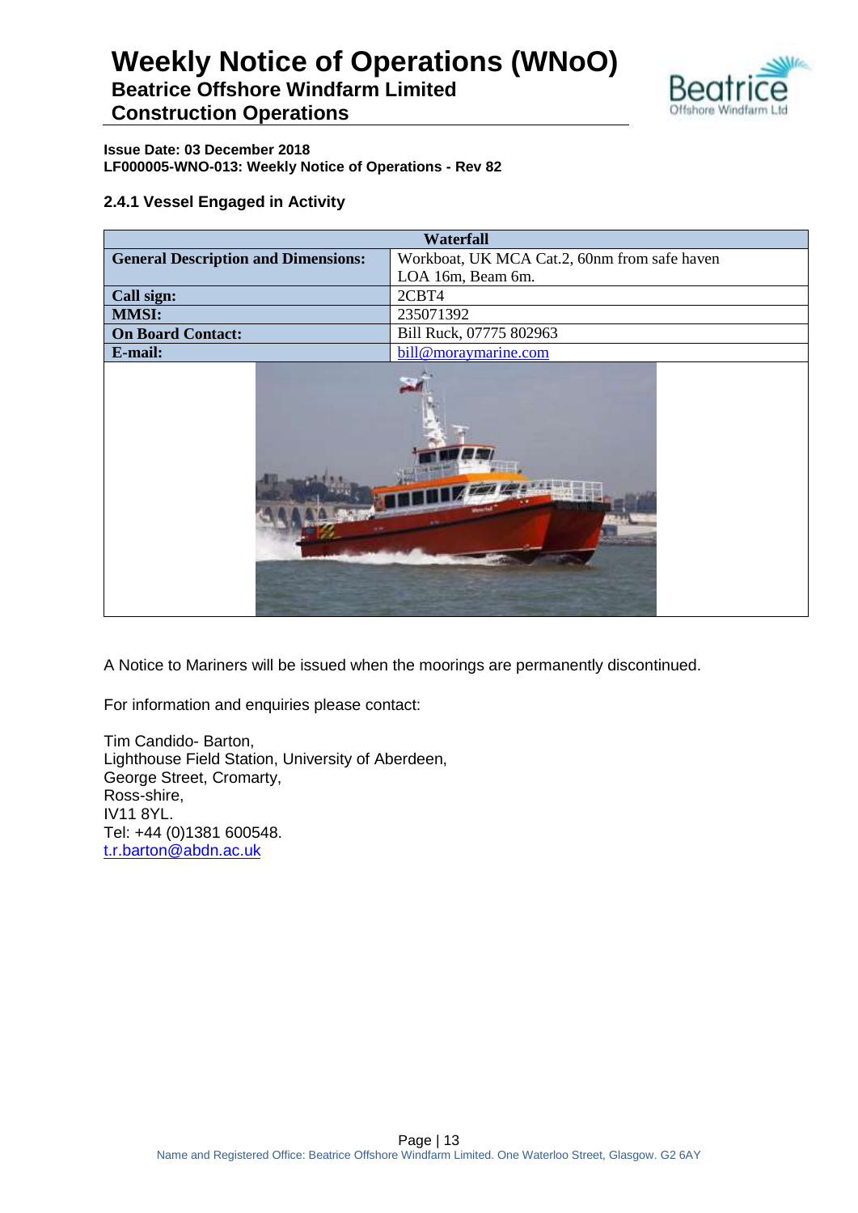**Issue Date: 03 December 2018**
**LF000005-WNO-013: Weekly Notice of Operations - Rev 82**

### 2.4.1 Vessel Engaged in Activity

| Waterfall | |
|---|---|
| **General Description and Dimensions:** | Workboat, UK MCA Cat.2, 60nm from safe haven LOA 16m, Beam 6m. |
| **Call sign:** | 2CBT4 |
| **MMSI:** | 235071392 |
| **On Board Contact:** | Bill Ruck, 07775 802963 |
| **E-mail:** | bill@moraymarine.com |

A Notice to Mariners will be issued when the moorings are permanently discontinued.

For information and enquiries please contact:

Tim Candido- Barton,
Lighthouse Field Station, University of Aberdeen,
George Street, Cromarty,
Ross-shire,
IV11 8YL.
Tel: +44 (0)1381 600548.
t.r.barton@abdn.ac.uk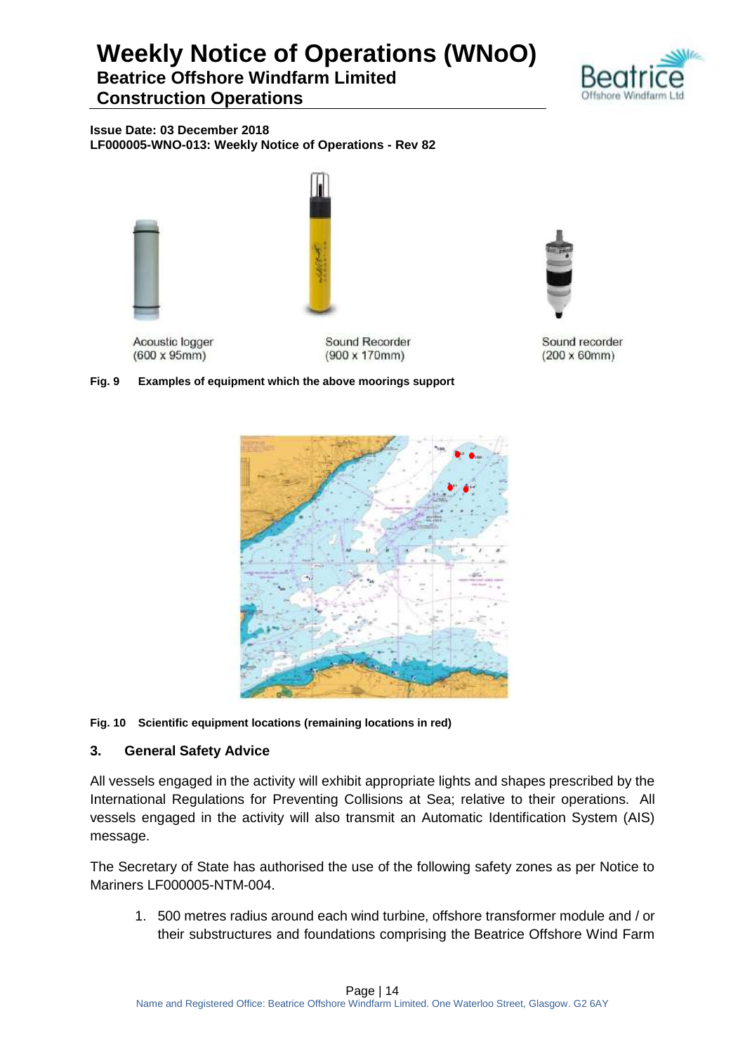Issue Date: 03 December 2018
LF000005-WNO-013: Weekly Notice of Operations - Rev 82

Acoustic logger (600 x 95mm)

Sound Recorder (900 x 170mm)

Sound recorder (200 x 60mm)

**Fig. 9 Examples of equipment which the above moorings support**

**Fig. 10 Scientific equipment locations (remaining locations in red)**

## 3. General Safety Advice

All vessels engaged in the activity will exhibit appropriate lights and shapes prescribed by the International Regulations for Preventing Collisions at Sea; relative to their operations. All vessels engaged in the activity will also transmit an Automatic Identification System (AIS) message.

The Secretary of State has authorised the use of the following safety zones as per Notice to Mariners LF000005-NTM-004.

1. 500 metres radius around each wind turbine, offshore transformer module and / or their substructures and foundations comprising the Beatrice Offshore Wind Farm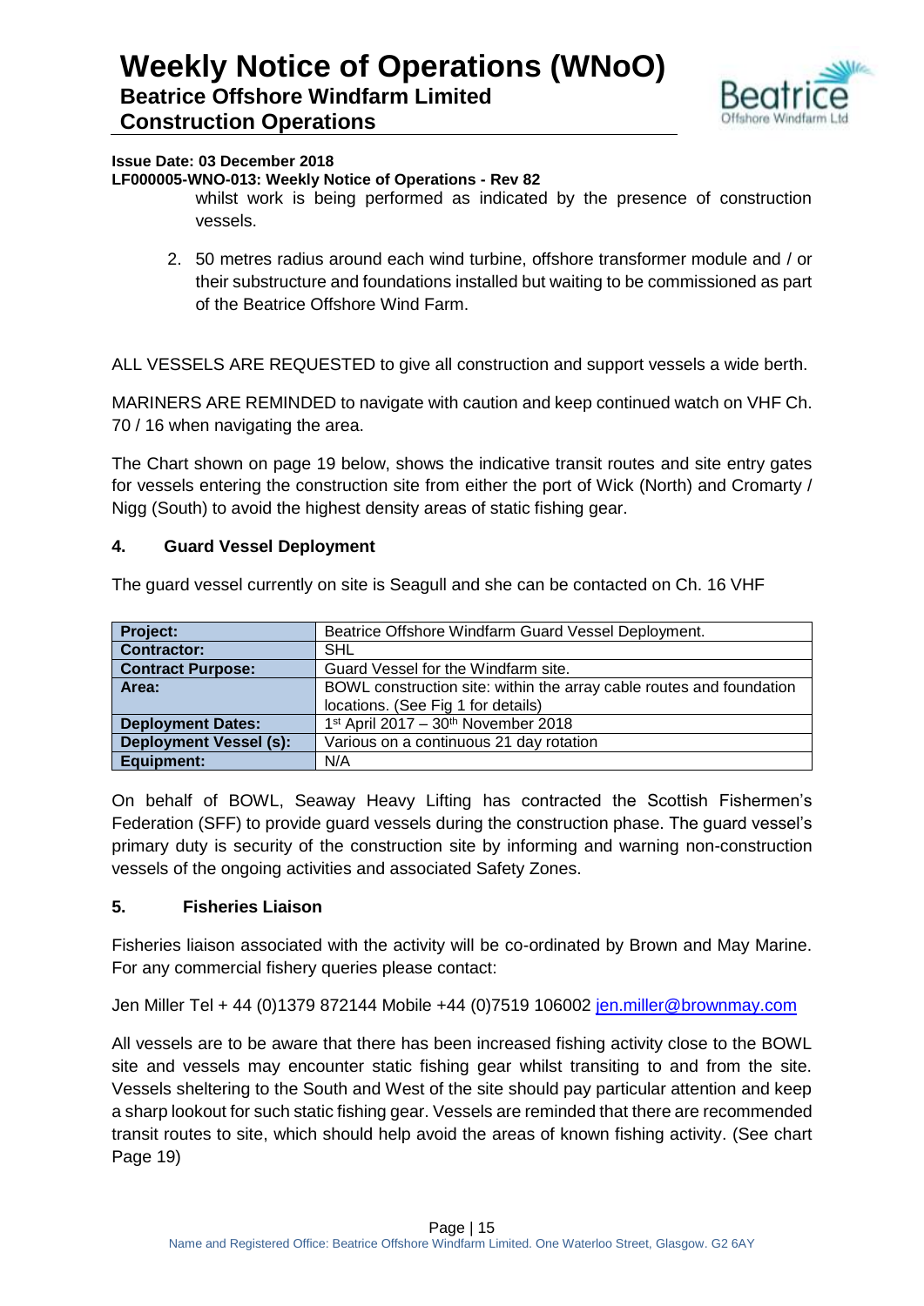whilst work is being performed as indicated by the presence of construction vessels.

2. 50 metres radius around each wind turbine, offshore transformer module and / or their substructure and foundations installed but waiting to be commissioned as part of the Beatrice Offshore Wind Farm.

ALL VESSELS ARE REQUESTED to give all construction and support vessels a wide berth.

MARINERS ARE REMINDED to navigate with caution and keep continued watch on VHF Ch. 70 / 16 when navigating the area.

The Chart shown on page 19 below, shows the indicative transit routes and site entry gates for vessels entering the construction site from either the port of Wick (North) and Cromarty / Nigg (South) to avoid the highest density areas of static fishing gear.

## 4. Guard Vessel Deployment

The guard vessel currently on site is Seagull and she can be contacted on Ch. 16 VHF

| **Project:** | Beatrice Offshore Windfarm Guard Vessel Deployment. |
|---|---|
| **Contractor:** | SHL |
| **Contract Purpose:** | Guard Vessel for the Windfarm site. |
| **Area:** | BOWL construction site: within the array cable routes and foundation locations. (See Fig 1 for details) |
| **Deployment Dates:** | 1st April 2017 – 30th November 2018 |
| **Deployment Vessel (s):** | Various on a continuous 21 day rotation |
| **Equipment:** | N/A |

On behalf of BOWL, Seaway Heavy Lifting has contracted the Scottish Fishermen's Federation (SFF) to provide guard vessels during the construction phase. The guard vessel's primary duty is security of the construction site by informing and warning non-construction vessels of the ongoing activities and associated Safety Zones.

## 5. Fisheries Liaison

Fisheries liaison associated with the activity will be co-ordinated by Brown and May Marine. For any commercial fishery queries please contact:

Jen Miller Tel + 44 (0)1379 872144 Mobile +44 (0)7519 106002 jen.miller@brownmay.com

All vessels are to be aware that there has been increased fishing activity close to the BOWL site and vessels may encounter static fishing gear whilst transiting to and from the site. Vessels sheltering to the South and West of the site should pay particular attention and keep a sharp lookout for such static fishing gear. Vessels are reminded that there are recommended transit routes to site, which should help avoid the areas of known fishing activity. (See chart Page 19)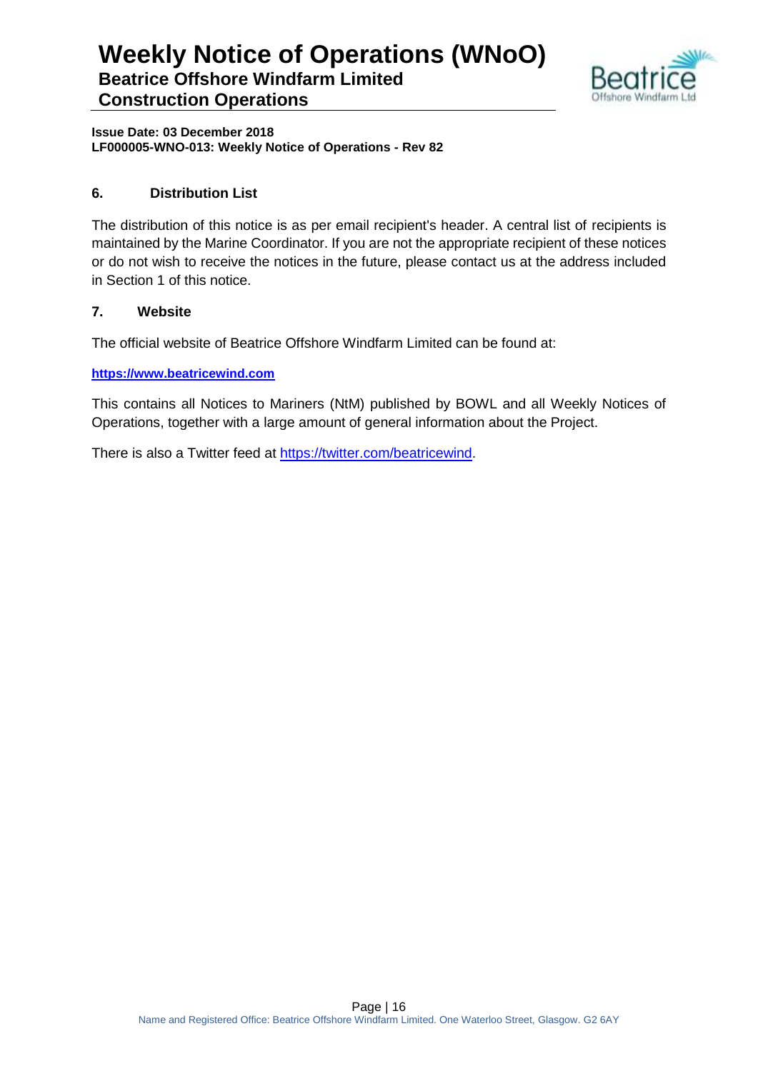## 6. Distribution List

The distribution of this notice is as per email recipient's header. A central list of recipients is maintained by the Marine Coordinator. If you are not the appropriate recipient of these notices or do not wish to receive the notices in the future, please contact us at the address included in Section 1 of this notice.

## 7. Website

The official website of Beatrice Offshore Windfarm Limited can be found at:

**https://www.beatricewind.com**

This contains all Notices to Mariners (NtM) published by BOWL and all Weekly Notices of Operations, together with a large amount of general information about the Project.

There is also a Twitter feed at https://twitter.com/beatricewind.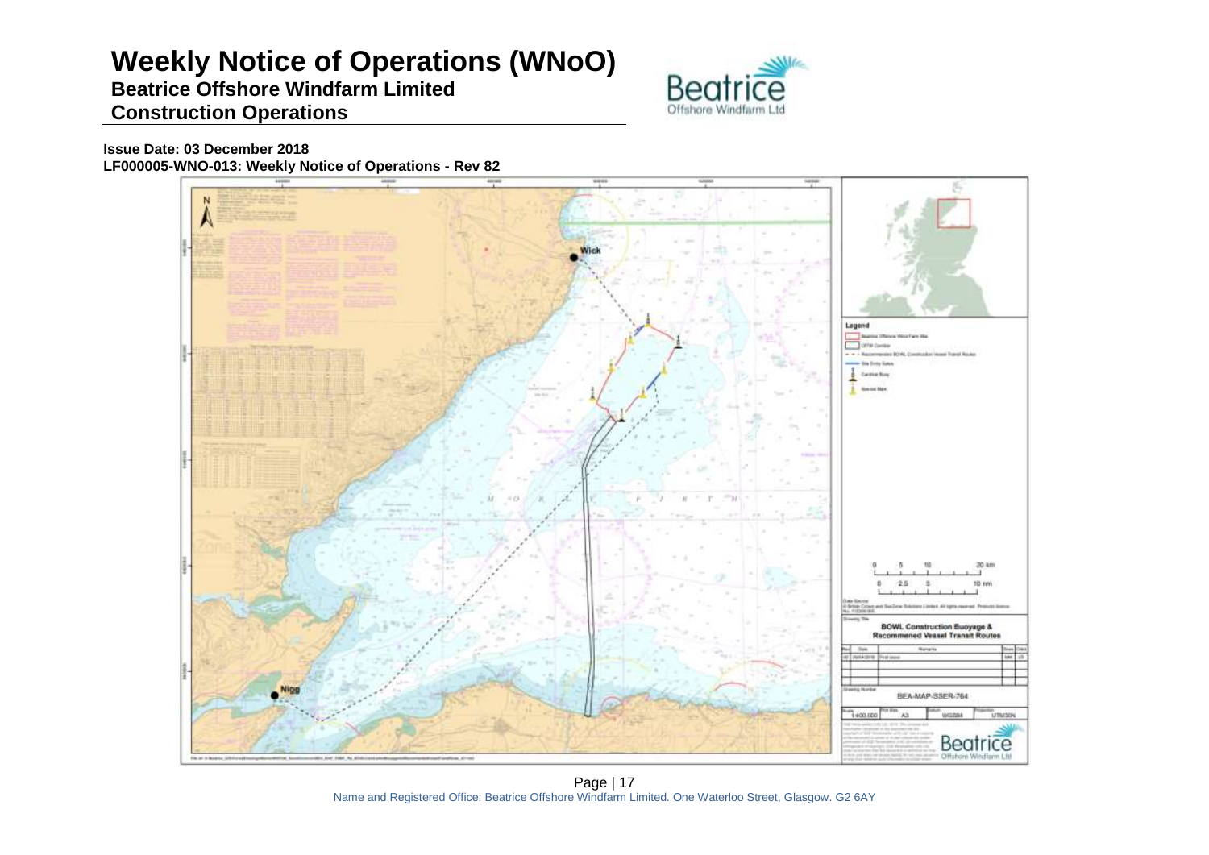# Weekly Notice of Operations (WNoO)

**Beatrice Offshore Windfarm Limited**

**Construction Operations**

**Issue Date: 03 December 2018**

**LF000005-WNO-013: Weekly Notice of Operations - Rev 82**

Wick

Nigg

**Legend**

- Beatrice Offshore Wind Farm Site
- OFTW Corridor
- Recommended BOWL Construction Vessel Transit Routes
- Site Entry Gates
- Cardinal Buoy
- Special Mark

0 5 10 20 km

0 2.5 5 10 nm

**BOWL Construction Buoyage & Recommened Vessel Transit Routes**

Drawing Number: BEA-MAP-SSER-764

Scale: 1:400,000 | Plot Size: A3 | Datum: WGS84 | Projection: UTM30N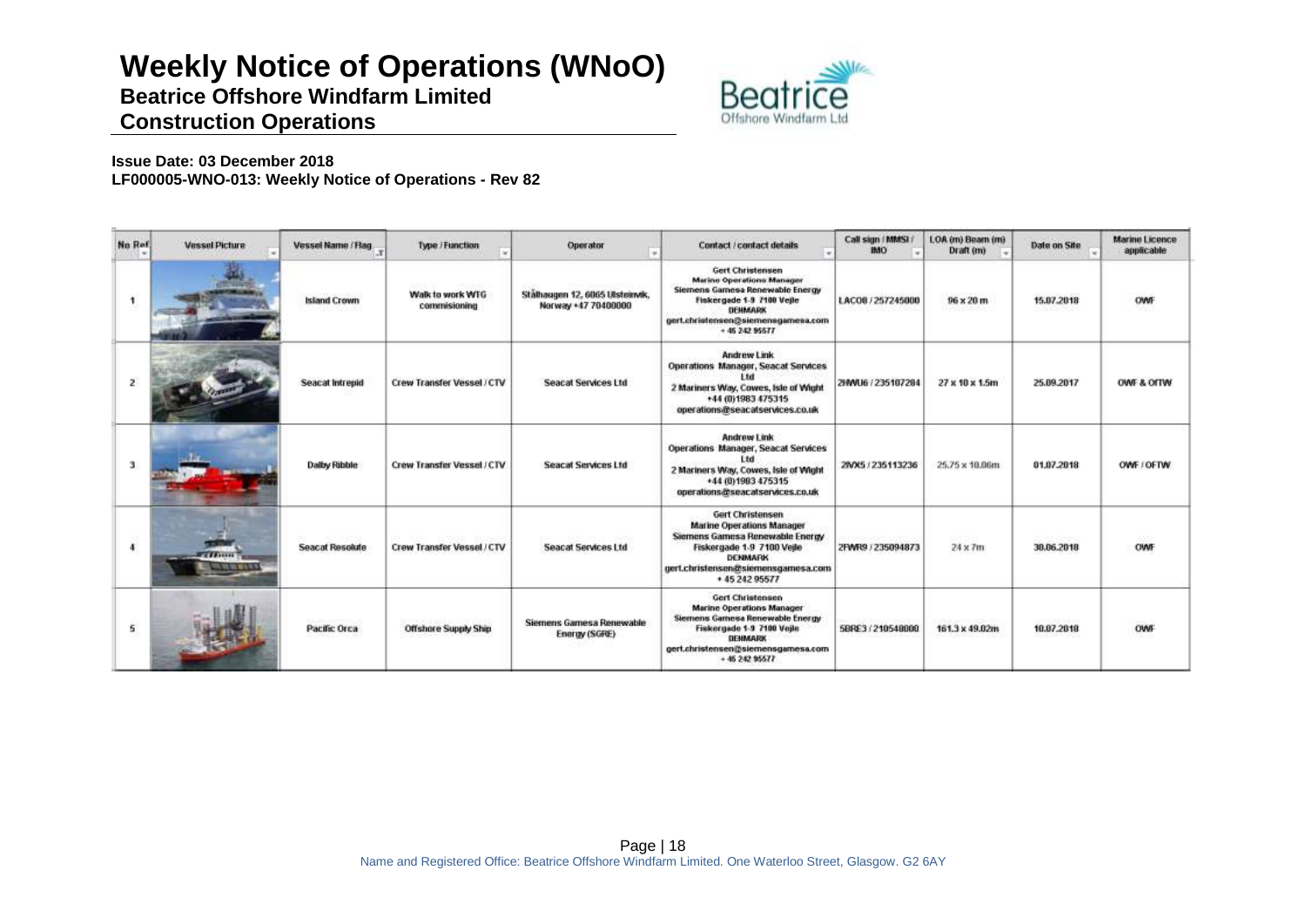# Weekly Notice of Operations (WNoO)

**Beatrice Offshore Windfarm Limited**

**Construction Operations**

**Issue Date: 03 December 2018**
**LF000005-WNO-013: Weekly Notice of Operations - Rev 82**

| No Ref | Vessel Picture | Vessel Name / Flag | Type / Function | Operator | Contact / contact details | Call sign / MMSI / IMO | LOA (m) Beam (m) Draft (m) | Date on Site | Marine Licence applicable |
|---|---|---|---|---|---|---|---|---|---|
| 1 | | Island Crown | Walk to work WTG commisioning | Stålhaugen 12, 6065 Ulsteinvik, Norway +47 70400000 | Gert Christensen Marine Operations Manager Siemens Gamesa Renewable Energy Fiskergade 1-9 7100 Vejle DENMARK gert.christensen@siemensgamesa.com + 45 242 95577 | LACO8 / 257245000 | 96 x 20 m | 15.07.2018 | OWF |
| 2 | | Seacat Intrepid | Crew Transfer Vessel / CTV | Seacat Services Ltd | Andrew Link Operations Manager, Seacat Services Ltd 2 Mariners Way, Cowes, Isle of Wight +44 (0)1983 475315 operations@seacatservices.co.uk | 2HWU6 / 235107284 | 27 x 10 x 1.5m | 25.09.2017 | OWF & OfTW |
| 3 | | Dalby Ribble | Crew Transfer Vessel / CTV | Seacat Services Ltd | Andrew Link Operations Manager, Seacat Services Ltd 2 Mariners Way, Cowes, Isle of Wight +44 (0)1983 475315 operations@seacatservices.co.uk | 2IVX5 / 235113236 | 25.75 x 10.06m | 01.07.2018 | OWF / OFTW |
| 4 | | Seacat Resolute | Crew Transfer Vessel / CTV | Seacat Services Ltd | Gert Christensen Marine Operations Manager Siemens Gamesa Renewable Energy Fiskergade 1-9 7100 Vejle DENMARK gert.christensen@siemensgamesa.com + 45 242 95577 | 2FWR9 / 235094873 | 24 x 7m | 30.06.2018 | OWF |
| 5 | | Pacific Orca | Offshore Supply Ship | Siemens Gamesa Renewable Energy (SGRE) | Gert Christensen Marine Operations Manager Siemens Gamesa Renewable Energy Fiskergade 1-9 7100 Vejle DENMARK gert.christensen@siemensgamesa.com + 45 242 95577 | 5BRE3 / 210548000 | 161.3 x 49.02m | 10.07.2018 | OWF |

Name and Registered Office: Beatrice Offshore Windfarm Limited. One Waterloo Street, Glasgow. G2 6AY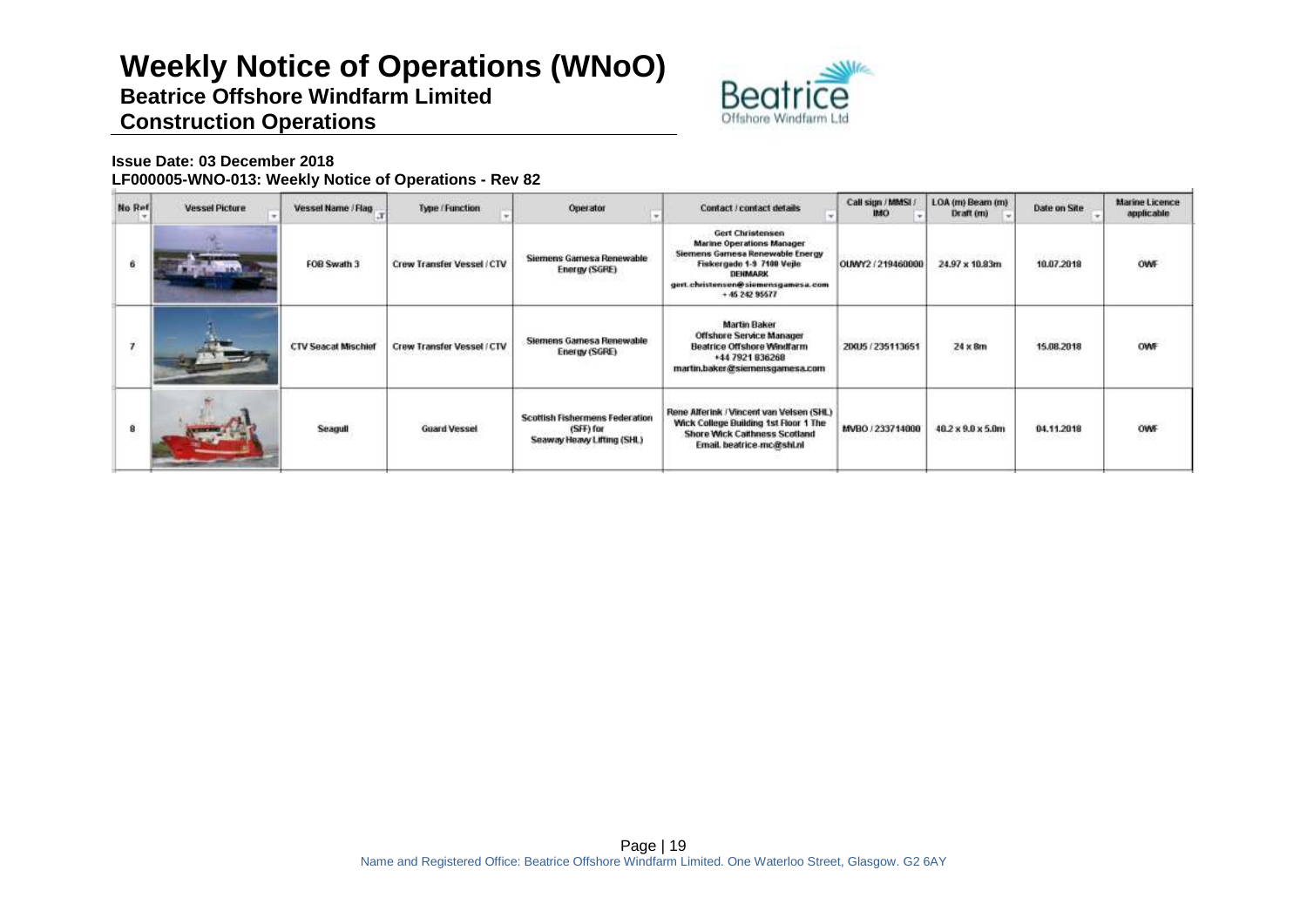# Weekly Notice of Operations (WNoO)

## Beatrice Offshore Windfarm Limited

## Construction Operations

**Issue Date: 03 December 2018**

**LF000005-WNO-013: Weekly Notice of Operations - Rev 82**

| No Ref | Vessel Picture | Vessel Name / Flag | Type / Function | Operator | Contact / contact details | Call sign / MMSI / IMO | LOA (m) Beam (m) Draft (m) | Date on Site | Marine Licence applicable |
|---|---|---|---|---|---|---|---|---|---|
| 6 | | FOB Swath 3 | Crew Transfer Vessel / CTV | Siemens Gamesa Renewable Energy (SGRE) | Gert Christensen Marine Operations Manager Siemens Gamesa Renewable Energy Fiskergade 1-9 7100 Vejle DENMARK gert.christensen@siemensgamesa.com + 45 242 95577 | OUWY2 / 219460000 | 24.97 x 10.83m | 10.07.2018 | OWF |
| 7 | | CTV Seacat Mischief | Crew Transfer Vessel / CTV | Siemens Gamesa Renewable Energy (SGRE) | Martin Baker Offshore Service Manager Beatrice Offshore Windfarm +44 7921 836268 martin.baker@siemensgamesa.com | 2IXU5 / 235113651 | 24 x 8m | 15.08.2018 | OWF |
| 8 | | Seagull | Guard Vessel | Scottish Fishermens Federation (SFF) for Seaway Heavy Lifting (SHL) | Rene Alferink / Vincent van Velsen (SHL) Wick College Building 1st Floor 1 The Shore Wick Caithness Scotland Email. beatrice-mc@shl.nl | MVBO / 233714000 | 40.2 x 9.0 x 5.0m | 04.11.2018 | OWF |

Name and Registered Office: Beatrice Offshore Windfarm Limited. One Waterloo Street, Glasgow. G2 6AY